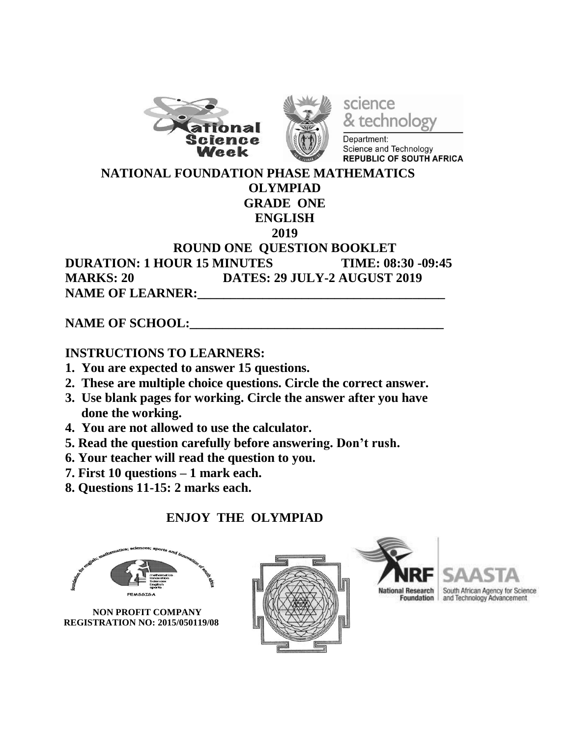# NATIONAL FOUNDATION PHASE MATHEMATICS OLYMPIAD

## GRADE ONE

## ENGLISH

## 2019

## ROUND ONE QUESTION BOOKLET

**DURATION: 1 HOUR 15 MINUTES** **TIME: 08:30 -09:45**

**MARKS: 20** **DATES: 29 JULY-2 AUGUST 2019**

**NAME OF LEARNER:_______________________________________**

**NAME OF SCHOOL:_______________________________________**

**INSTRUCTIONS TO LEARNERS:**

1. **You are expected to answer 15 questions.**
2. **These are multiple choice questions. Circle the correct answer.**
3. **Use blank pages for working. Circle the answer after you have done the working.**
4. **You are not allowed to use the calculator.**
5. **Read the question carefully before answering. Don't rush.**
6. **Your teacher will read the question to you.**
7. **First 10 questions – 1 mark each.**
8. **Questions 11-15: 2 marks each.**

**ENJOY THE OLYMPIAD**

**NON PROFIT COMPANY**
**REGISTRATION NO: 2015/050119/08**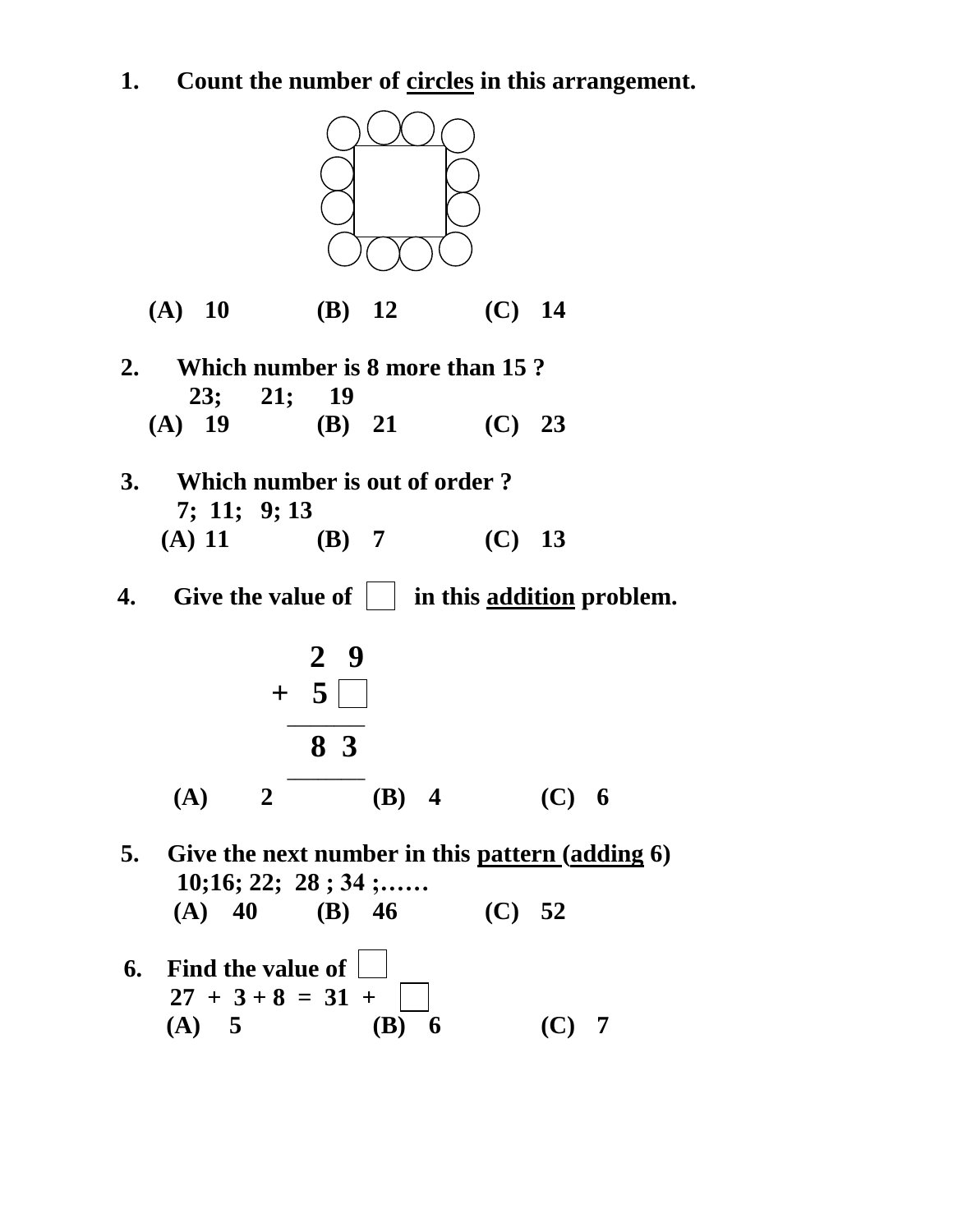1. **Count the number of circles in this arrangement.**

   **(A) 10 (B) 12 (C) 14**

2. **Which number is 8 more than 15 ?**

   **23; 21; 19**

   **(A) 19 (B) 21 (C) 23**

3. **Which number is out of order ?**

   **7; 11; 9; 13**

   **(A) 11 (B) 7 (C) 13**

4. **Give the value of ☐ in this addition problem.**

```
   2 9
 + 5 ☐
 -----
   8 3
 -----
```

   **(A) 2 (B) 4 (C) 6**

5. **Give the next number in this pattern (adding 6)**

   **10;16; 22; 28 ; 34 ;……**

   **(A) 40 (B) 46 (C) 52**

6. **Find the value of ☐**

   **27 + 3 + 8 = 31 + ☐**

   **(A) 5 (B) 6 (C) 7**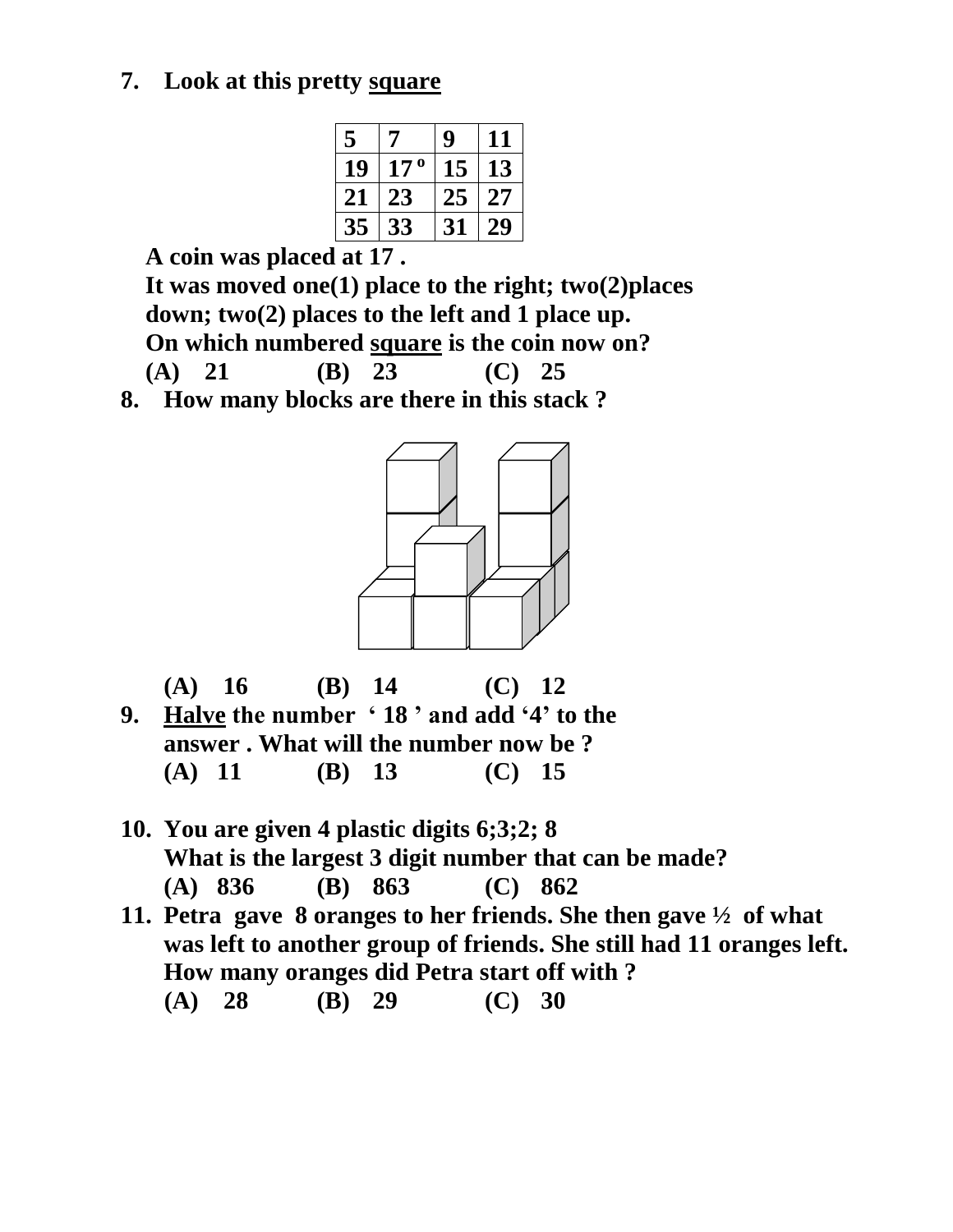7. **Look at this pretty <u>square</u>**

| 5 | 7 | 9 | 11 |
|---|---|---|---|
| 19 | 17 º | 15 | 13 |
| 21 | 23 | 25 | 27 |
| 35 | 33 | 31 | 29 |

**A coin was placed at 17 .**
**It was moved one(1) place to the right; two(2)places down; two(2) places to the left and 1 place up.**
**On which numbered <u>square</u> is the coin now on?**
**(A) 21 (B) 23 (C) 25**

8. **How many blocks are there in this stack ?**

**(A) 16 (B) 14 (C) 12**

9. **<u>Halve</u> the number ‘ 18 ’ and add ‘4’ to the answer . What will the number now be ?**
**(A) 11 (B) 13 (C) 15**

10. **You are given 4 plastic digits 6;3;2; 8**
**What is the largest 3 digit number that can be made?**
**(A) 836 (B) 863 (C) 862**

11. **Petra gave 8 oranges to her friends. She then gave ½ of what was left to another group of friends. She still had 11 oranges left. How many oranges did Petra start off with ?**
**(A) 28 (B) 29 (C) 30**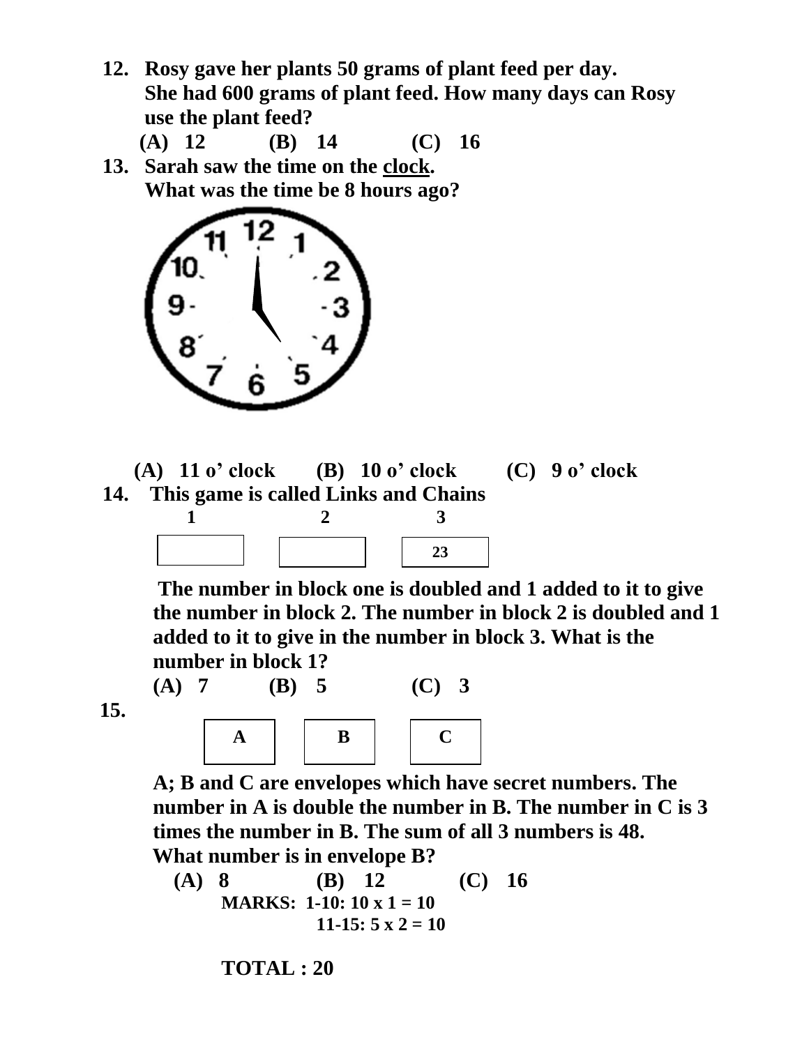12. **Rosy gave her plants 50 grams of plant feed per day. She had 600 grams of plant feed. How many days can Rosy use the plant feed?**

    **(A) 12 (B) 14 (C) 16**

13. **Sarah saw the time on the <u>clock</u>. What was the time be 8 hours ago?**

    **(A) 11 o' clock (B) 10 o' clock (C) 9 o' clock**

14. **This game is called Links and Chains**

| 1 | 2 | 3 |
|---|---|---|
| | | 23 |

**The number in block one is doubled and 1 added to it to give the number in block 2. The number in block 2 is doubled and 1 added to it to give in the number in block 3. What is the number in block 1?**

**(A) 7 (B) 5 (C) 3**

15.

| A | B | C |
|---|---|---|

**A; B and C are envelopes which have secret numbers. The number in A is double the number in B. The number in C is 3 times the number in B. The sum of all 3 numbers is 48. What number is in envelope B?**

**(A) 8 (B) 12 (C) 16**

**MARKS: 1-10: 10 x 1 = 10**

**11-15: 5 x 2 = 10**

**TOTAL : 20**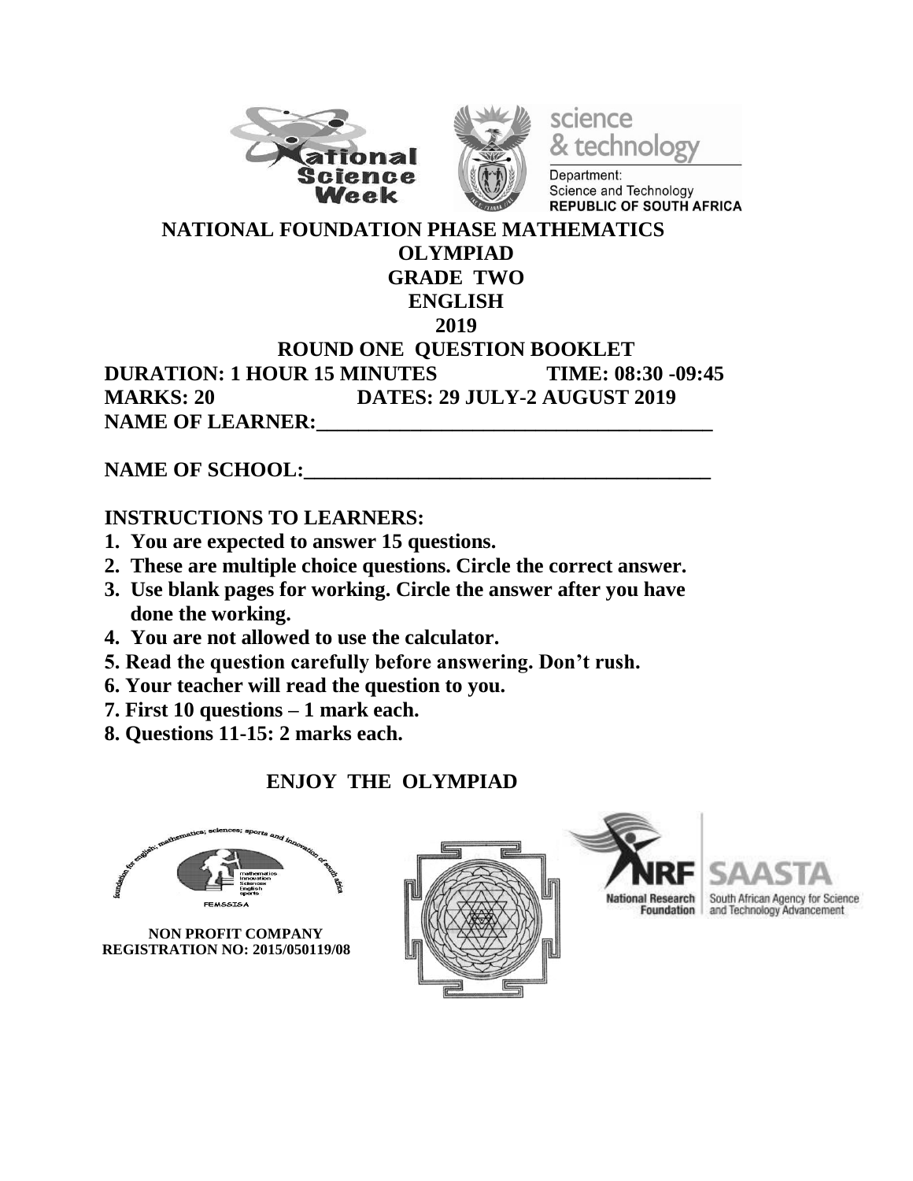# NATIONAL FOUNDATION PHASE MATHEMATICS OLYMPIAD

## GRADE TWO

## ENGLISH

## 2019

## ROUND ONE QUESTION BOOKLET

**DURATION: 1 HOUR 15 MINUTES TIME: 08:30 -09:45**

**MARKS: 20 DATES: 29 JULY-2 AUGUST 2019**

**NAME OF LEARNER:_______________________________________**

**NAME OF SCHOOL:_______________________________________**

**INSTRUCTIONS TO LEARNERS:**

1. **You are expected to answer 15 questions.**
2. **These are multiple choice questions. Circle the correct answer.**
3. **Use blank pages for working. Circle the answer after you have done the working.**
4. **You are not allowed to use the calculator.**
5. **Read the question carefully before answering. Don't rush.**
6. **Your teacher will read the question to you.**
7. **First 10 questions – 1 mark each.**
8. **Questions 11-15: 2 marks each.**

**ENJOY THE OLYMPIAD**

**NON PROFIT COMPANY**
**REGISTRATION NO: 2015/050119/08**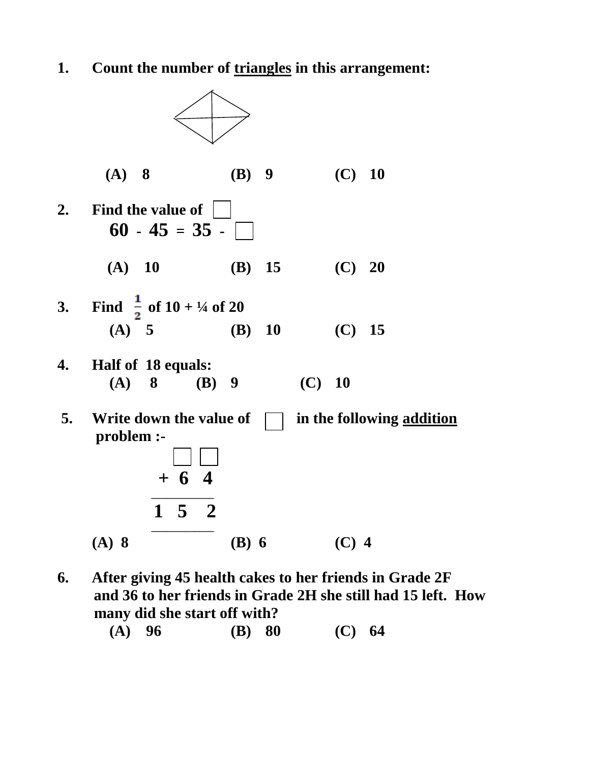1. **Count the number of <u>triangles</u> in this arrangement:**

   **(A) 8 (B) 9 (C) 10**

2. **Find the value of ☐**

   **60 - 45 = 35 - ☐**

   **(A) 10 (B) 15 (C) 20**

3. **Find $\frac{1}{2}$ of 10 + ¼ of 20**

   **(A) 5 (B) 10 (C) 15**

4. **Half of 18 equals:**

   **(A) 8 (B) 9 (C) 10**

5. **Write down the value of ☐ in the following <u>addition</u> problem :-**

```
   ☐ ☐
 + 6  4
 ______
 1 5  2
 ______
```

   **(A) 8 (B) 6 (C) 4**

6. **After giving 45 health cakes to her friends in Grade 2F and 36 to her friends in Grade 2H she still had 15 left. How many did she start off with?**

   **(A) 96 (B) 80 (C) 64**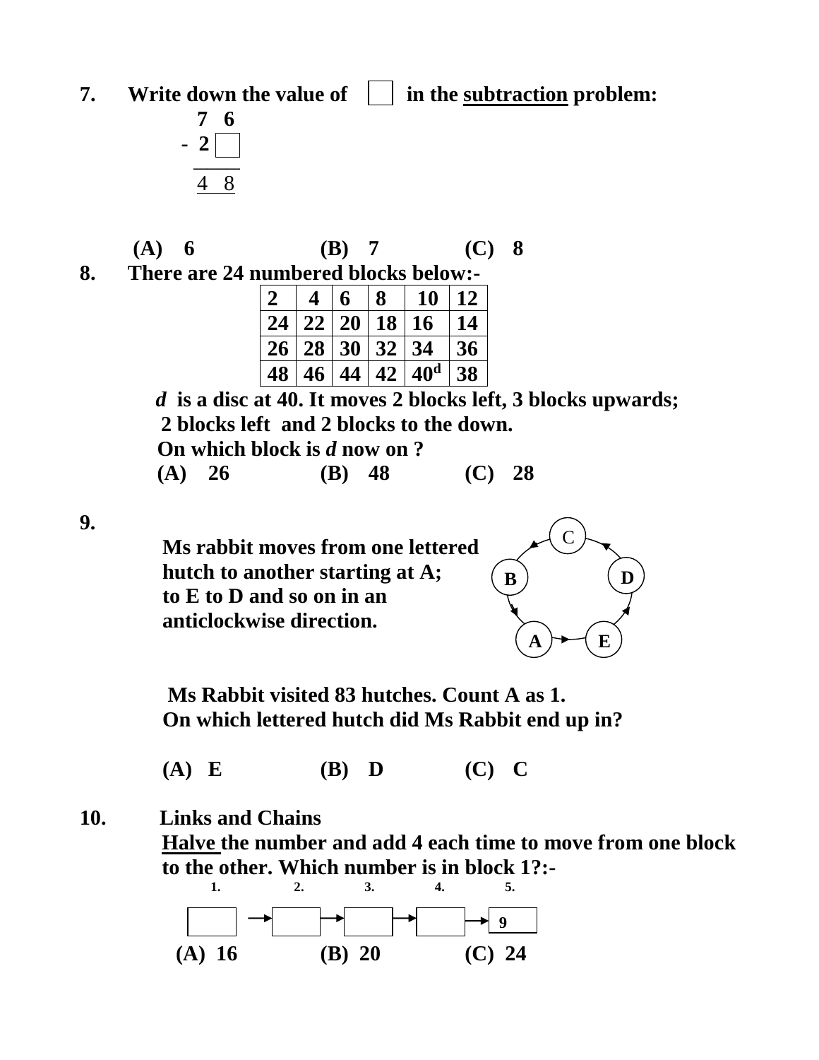**7.** **Write down the value of** ☐ **in the <u>subtraction</u> problem:**

```
   7  6
 - 2  ☐
 ------
   4  8
```

**(A)** 6 **(B)** 7 **(C)** 8

**8.** **There are 24 numbered blocks below:-**

| 2 | 4 | 6 | 8 | 10 | 12 |
|---|---|---|---|---|---|
| 24 | 22 | 20 | 18 | 16 | 14 |
| 26 | 28 | 30 | 32 | 34 | 36 |
| 48 | 46 | 44 | 42 | 40[d] | 38 |

***d*** **is a disc at 40. It moves 2 blocks left, 3 blocks upwards; 2 blocks left and 2 blocks to the down.**

**On which block is *d* now on ?**

**(A)** 26 **(B)** 48 **(C)** 28

**9.**

**Ms rabbit moves from one lettered hutch to another starting at A; to E to D and so on in an anticlockwise direction.**

C, D, E, A, B

**Ms Rabbit visited 83 hutches. Count A as 1.**

**On which lettered hutch did Ms Rabbit end up in?**

**(A)** E **(B)** D **(C)** C

**10.** **Links and Chains**

**<u>Halve</u> the number and add 4 each time to move from one block to the other. Which number is in block 1?:-**

1. ☐ → 2. ☐ → 3. ☐ → 4. ☐ → 5. 9

**(A)** 16 **(B)** 20 **(C)** 24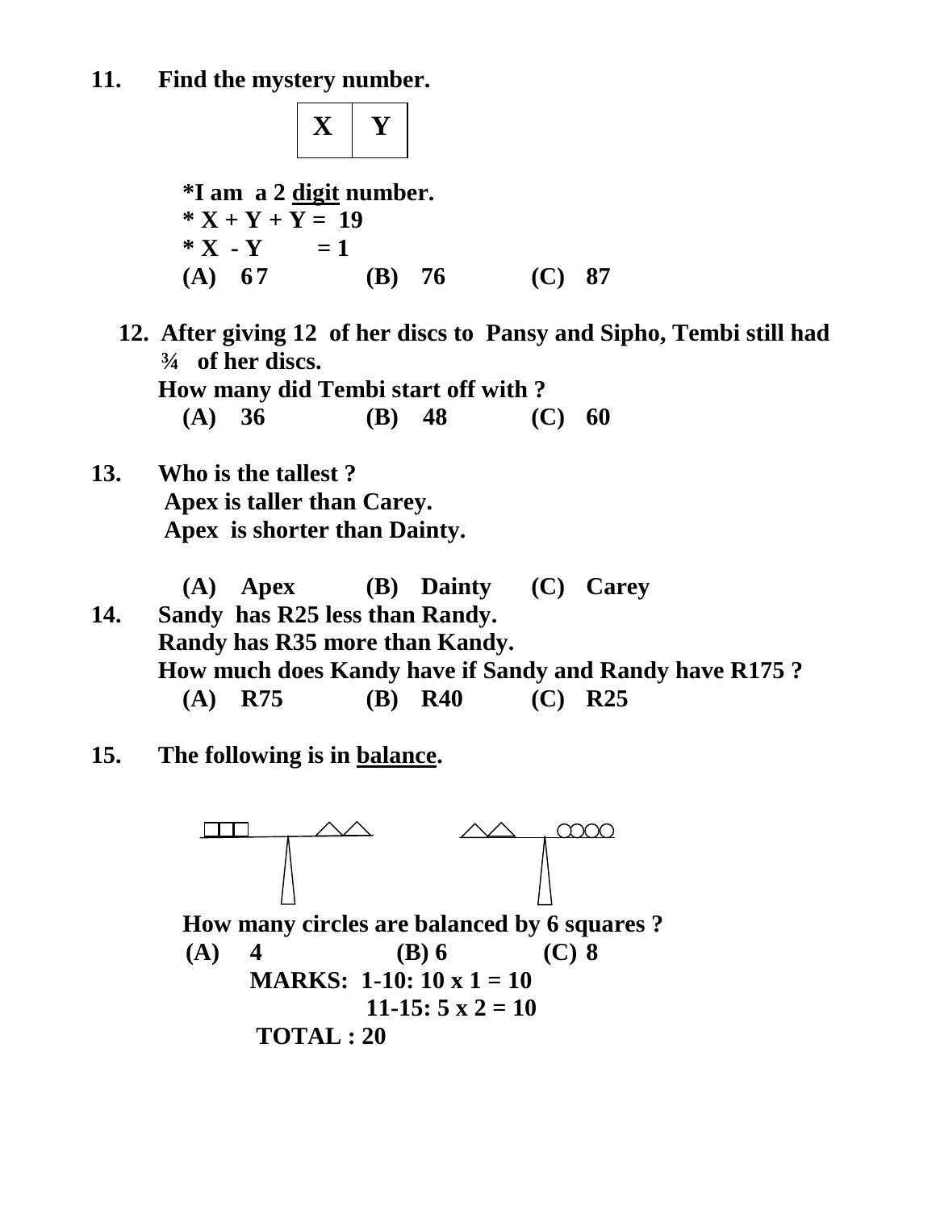**11. Find the mystery number.**

| X | Y |
|---|---|

**\*I am a 2 <u>digit</u> number.**
**\* X + Y + Y = 19**
**\* X - Y = 1**
**(A) 67 (B) 76 (C) 87**

**12. After giving 12 of her discs to Pansy and Sipho, Tembi still had ¾ of her discs.**
**How many did Tembi start off with ?**
**(A) 36 (B) 48 (C) 60**

**13. Who is the tallest ?**
**Apex is taller than Carey.**
**Apex is shorter than Dainty.**

**(A) Apex (B) Dainty (C) Carey**

**14. Sandy has R25 less than Randy.**
**Randy has R35 more than Kandy.**
**How much does Kandy have if Sandy and Randy have R175 ?**
**(A) R75 (B) R40 (C) R25**

**15. The following is in <u>balance</u>.**

□□□ = △△ &nbsp;&nbsp;&nbsp;&nbsp;&nbsp; △△ = ○○○○

**How many circles are balanced by 6 squares ?**
**(A) 4 (B) 6 (C) 8**

**MARKS: 1-10: 10 x 1 = 10**
**11-15: 5 x 2 = 10**
**TOTAL : 20**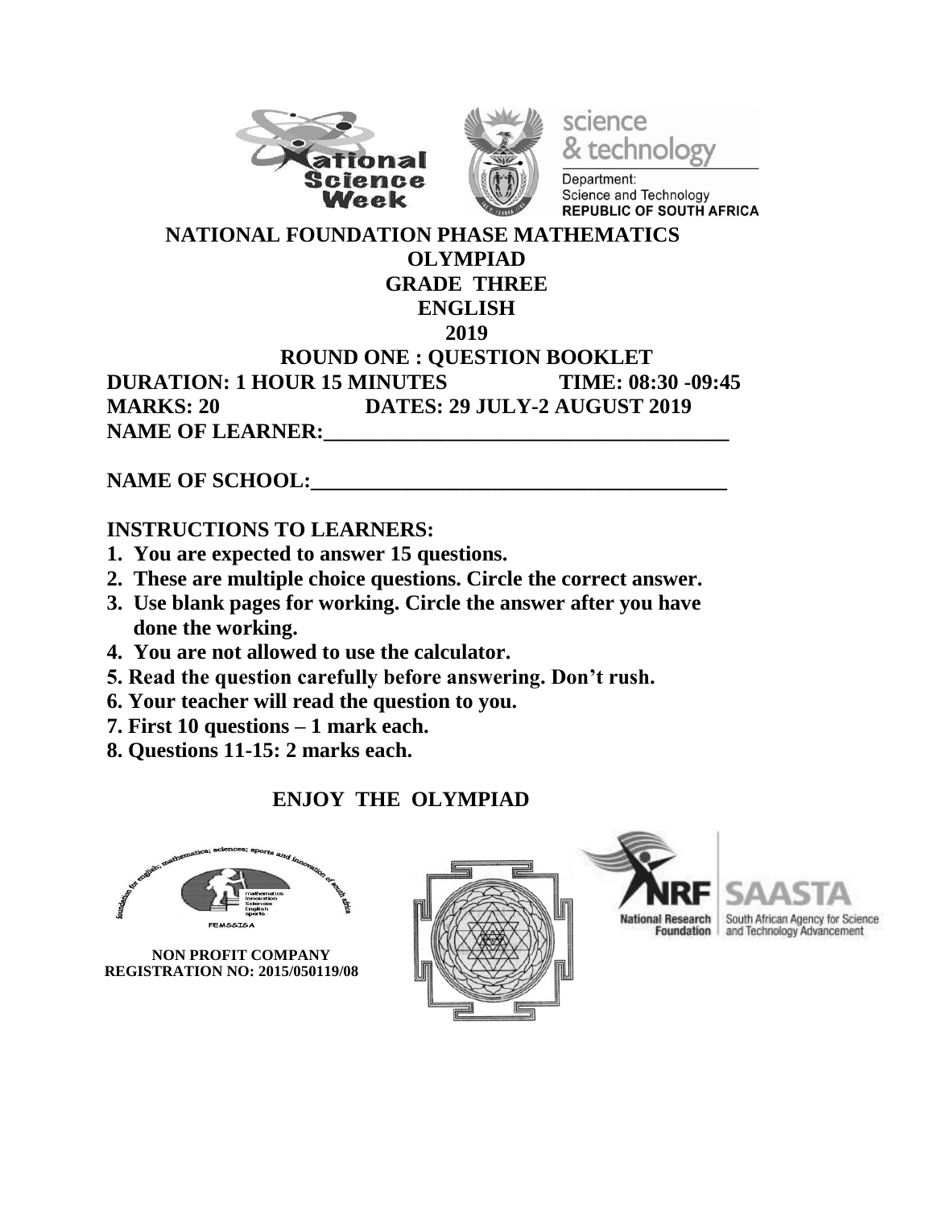**NATIONAL FOUNDATION PHASE MATHEMATICS OLYMPIAD**

**GRADE THREE**

**ENGLISH**

**2019**

**ROUND ONE : QUESTION BOOKLET**

**DURATION: 1 HOUR 15 MINUTES TIME: 08:30 -09:45**

**MARKS: 20 DATES: 29 JULY-2 AUGUST 2019**

**NAME OF LEARNER:_______________________________________**

**NAME OF SCHOOL:_______________________________________**

**INSTRUCTIONS TO LEARNERS:**

1. **You are expected to answer 15 questions.**
2. **These are multiple choice questions. Circle the correct answer.**
3. **Use blank pages for working. Circle the answer after you have done the working.**
4. **You are not allowed to use the calculator.**
5. **Read the question carefully before answering. Don't rush.**
6. **Your teacher will read the question to you.**
7. **First 10 questions – 1 mark each.**
8. **Questions 11-15: 2 marks each.**

**ENJOY THE OLYMPIAD**

**NON PROFIT COMPANY**
**REGISTRATION NO: 2015/050119/08**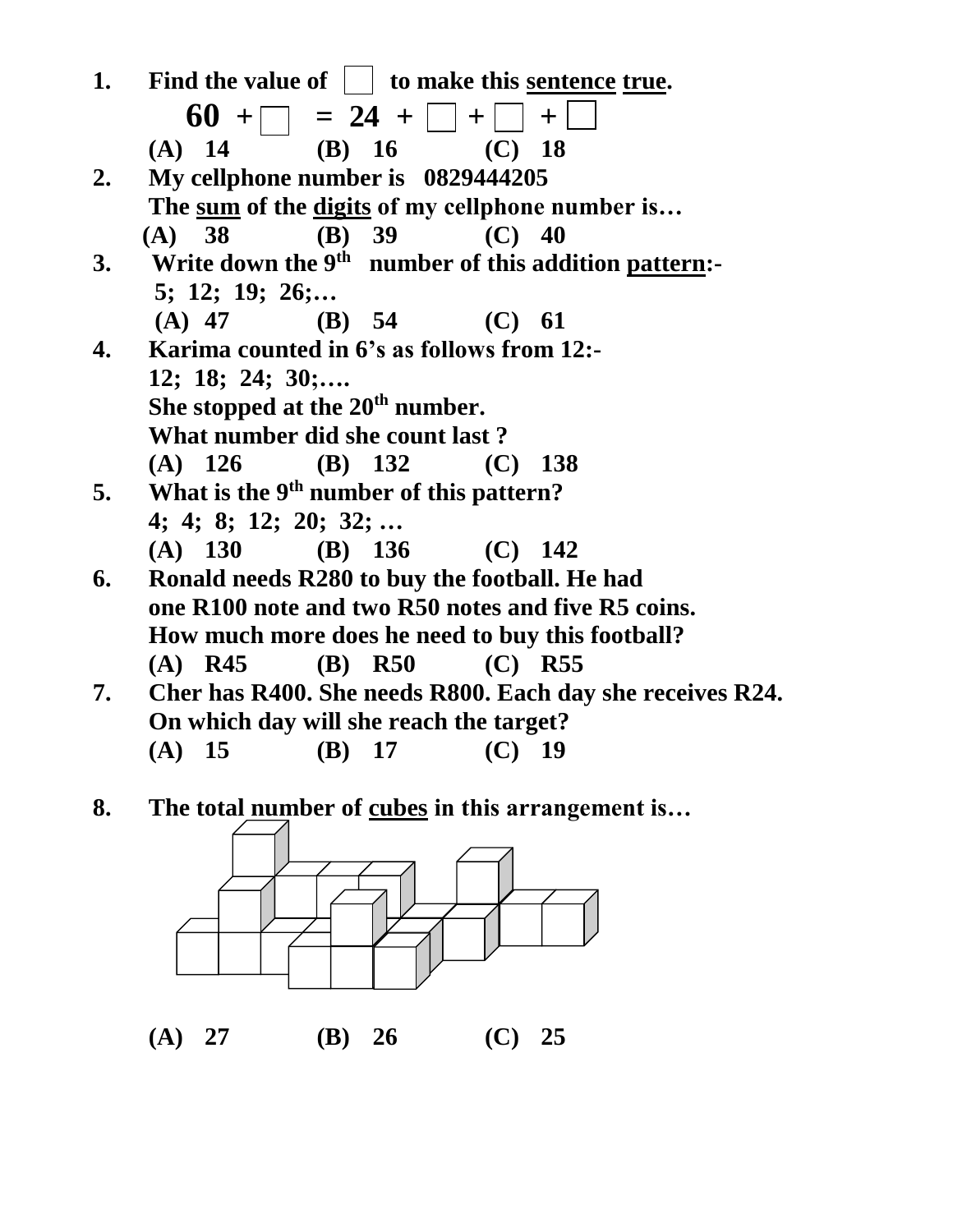1. **Find the value of ☐ to make this sentence true.**

   **60 + ☐ = 24 + ☐ + ☐ + ☐**

   **(A) 14 (B) 16 (C) 18**

2. **My cellphone number is 0829444205**

   **The sum of the digits of my cellphone number is…**

   **(A) 38 (B) 39 (C) 40**

3. **Write down the 9th number of this addition pattern:-**

   **5; 12; 19; 26;…**

   **(A) 47 (B) 54 (C) 61**

4. **Karima counted in 6's as follows from 12:-**

   **12; 18; 24; 30;….**

   **She stopped at the 20th number.**

   **What number did she count last ?**

   **(A) 126 (B) 132 (C) 138**

5. **What is the 9th number of this pattern?**

   **4; 4; 8; 12; 20; 32; …**

   **(A) 130 (B) 136 (C) 142**

6. **Ronald needs R280 to buy the football. He had one R100 note and two R50 notes and five R5 coins. How much more does he need to buy this football?**

   **(A) R45 (B) R50 (C) R55**

7. **Cher has R400. She needs R800. Each day she receives R24. On which day will she reach the target?**

   **(A) 15 (B) 17 (C) 19**

8. **The total number of cubes in this arrangement is…**

   **(A) 27 (B) 26 (C) 25**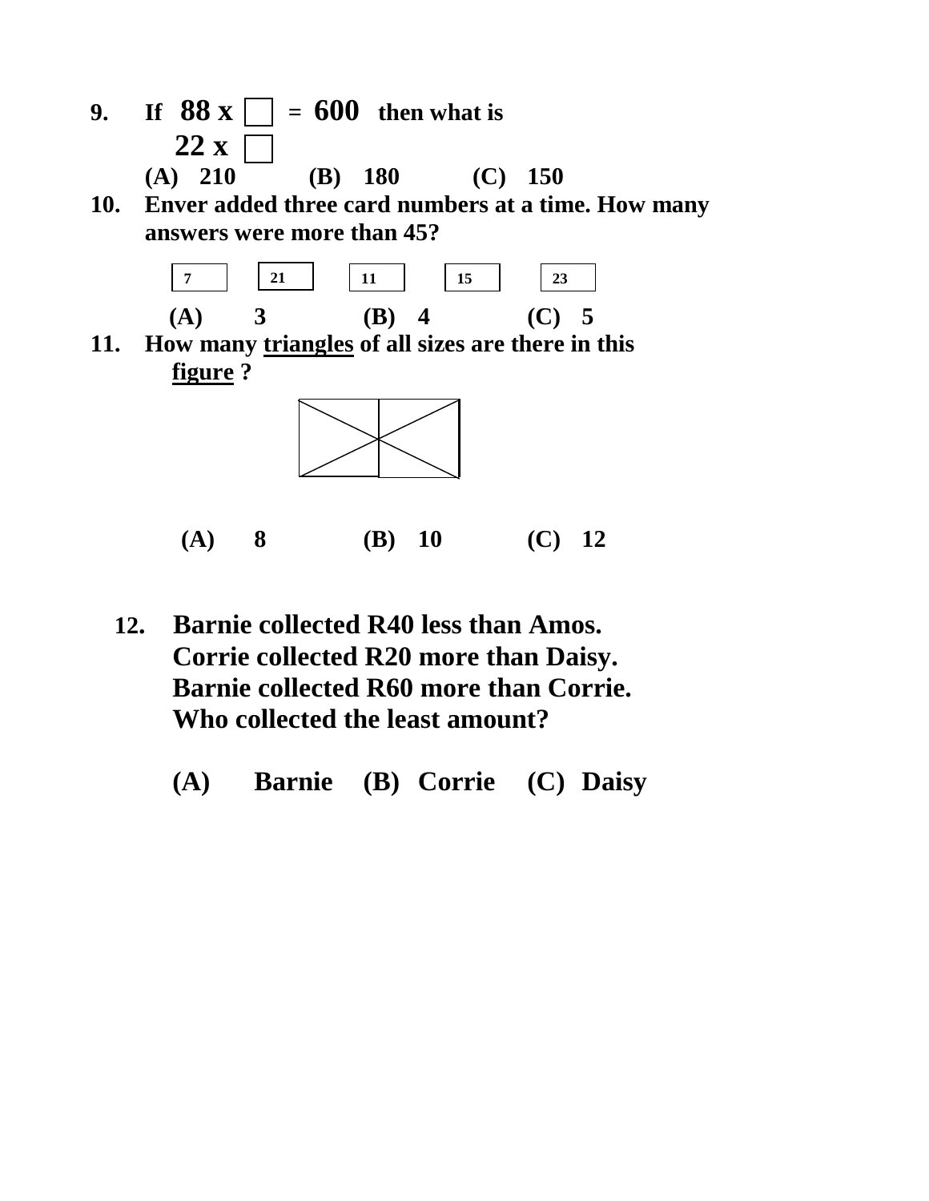**9.** **If 88 x ☐ = 600 then what is 22 x ☐**

**(A) 210 (B) 180 (C) 150**

**10.** **Enver added three card numbers at a time. How many answers were more than 45?**

| 7 | 21 | 11 | 15 | 23 |
|---|---|---|---|---|

**(A) 3 (B) 4 (C) 5**

**11.** **How many <u>triangles</u> of all sizes are there in this <u>figure</u> ?**

**(A) 8 (B) 10 (C) 12**

**12.** **Barnie collected R40 less than Amos.**
**Corrie collected R20 more than Daisy.**
**Barnie collected R60 more than Corrie.**
**Who collected the least amount?**

**(A) Barnie (B) Corrie (C) Daisy**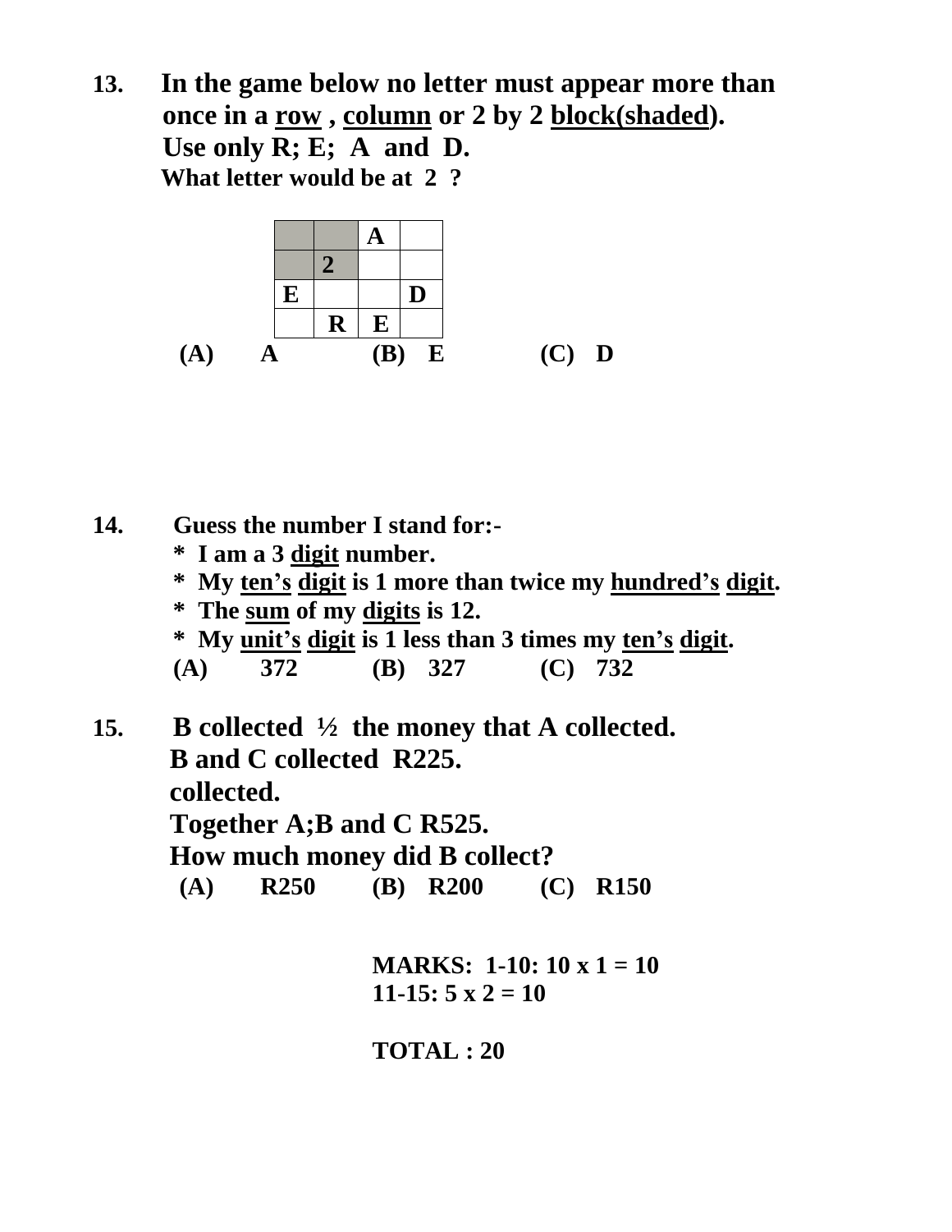**13.** **In the game below no letter must appear more than once in a <u>row</u> , <u>column</u> or 2 by 2 <u>block(shaded)</u>.**
**Use only R; E; A and D.**
**What letter would be at 2 ?**

| | | | |
|---|---|---|---|
| | | A | |
| | 2 | | |
| E | | | D |
| | R | E | |

**(A)** A **(B)** E **(C)** D

**14.** **Guess the number I stand for:-**

**\* I am a 3 <u>digit</u> number.**
**\* My <u>ten's</u> <u>digit</u> is 1 more than twice my <u>hundred's</u> <u>digit</u>.**
**\* The <u>sum</u> of my <u>digits</u> is 12.**
**\* My <u>unit's</u> <u>digit</u> is 1 less than 3 times my <u>ten's</u> <u>digit</u>.**

**(A)** 372 **(B)** 327 **(C)** 732

**15.** **B collected ½ the money that A collected.**
**B and C collected R225.**
**collected.**
**Together A;B and C R525.**
**How much money did B collect?**

**(A)** R250 **(B)** R200 **(C)** R150

**MARKS: 1-10: 10 x 1 = 10**
**11-15: 5 x 2 = 10**

**TOTAL : 20**